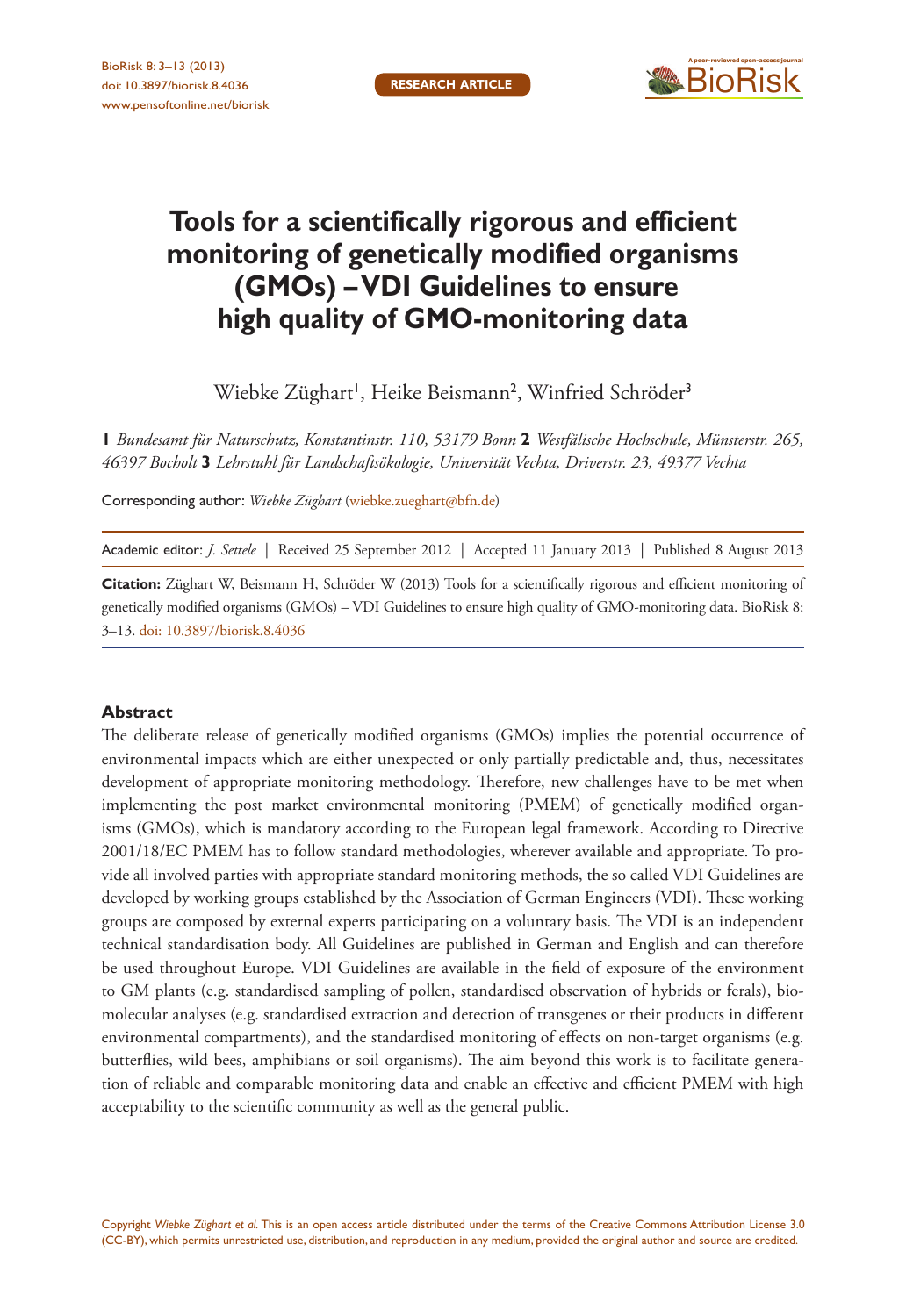RESEARCH ARTICLE

# Tools for a scientifically rigorous and efficient monitoring of genetically modified organisms (GMOs) – VDI Guidelines to ensure high quality of GMO-monitoring data

Wiebke Züghart[1], Heike Beismann[2], Winfried Schröder[3]

**1** *Bundesamt für Naturschutz, Konstantinstr. 110, 53179 Bonn* **2** *Westfälische Hochschule, Münsterstr. 265, 46397 Bocholt* **3** *Lehrstuhl für Landschaftsökologie, Universität Vechta, Driverstr. 23, 49377 Vechta*

Corresponding author: *Wiebke Züghart* (wiebke.zueghart@bfn.de)

Academic editor: *J. Settele* | Received 25 September 2012 | Accepted 11 January 2013 | Published 8 August 2013

**Citation:** Züghart W, Beismann H, Schröder W (2013) Tools for a scientifically rigorous and efficient monitoring of genetically modified organisms (GMOs) – VDI Guidelines to ensure high quality of GMO-monitoring data. BioRisk 8: 3–13. doi: 10.3897/biorisk.8.4036

## Abstract

The deliberate release of genetically modified organisms (GMOs) implies the potential occurrence of environmental impacts which are either unexpected or only partially predictable and, thus, necessitates development of appropriate monitoring methodology. Therefore, new challenges have to be met when implementing the post market environmental monitoring (PMEM) of genetically modified organisms (GMOs), which is mandatory according to the European legal framework. According to Directive 2001/18/EC PMEM has to follow standard methodologies, wherever available and appropriate. To provide all involved parties with appropriate standard monitoring methods, the so called VDI Guidelines are developed by working groups established by the Association of German Engineers (VDI). These working groups are composed by external experts participating on a voluntary basis. The VDI is an independent technical standardisation body. All Guidelines are published in German and English and can therefore be used throughout Europe. VDI Guidelines are available in the field of exposure of the environment to GM plants (e.g. standardised sampling of pollen, standardised observation of hybrids or ferals), biomolecular analyses (e.g. standardised extraction and detection of transgenes or their products in different environmental compartments), and the standardised monitoring of effects on non-target organisms (e.g. butterflies, wild bees, amphibians or soil organisms). The aim beyond this work is to facilitate generation of reliable and comparable monitoring data and enable an effective and efficient PMEM with high acceptability to the scientific community as well as the general public.

Copyright *Wiebke Züghart et al.* This is an open access article distributed under the terms of the Creative Commons Attribution License 3.0 (CC-BY), which permits unrestricted use, distribution, and reproduction in any medium, provided the original author and source are credited.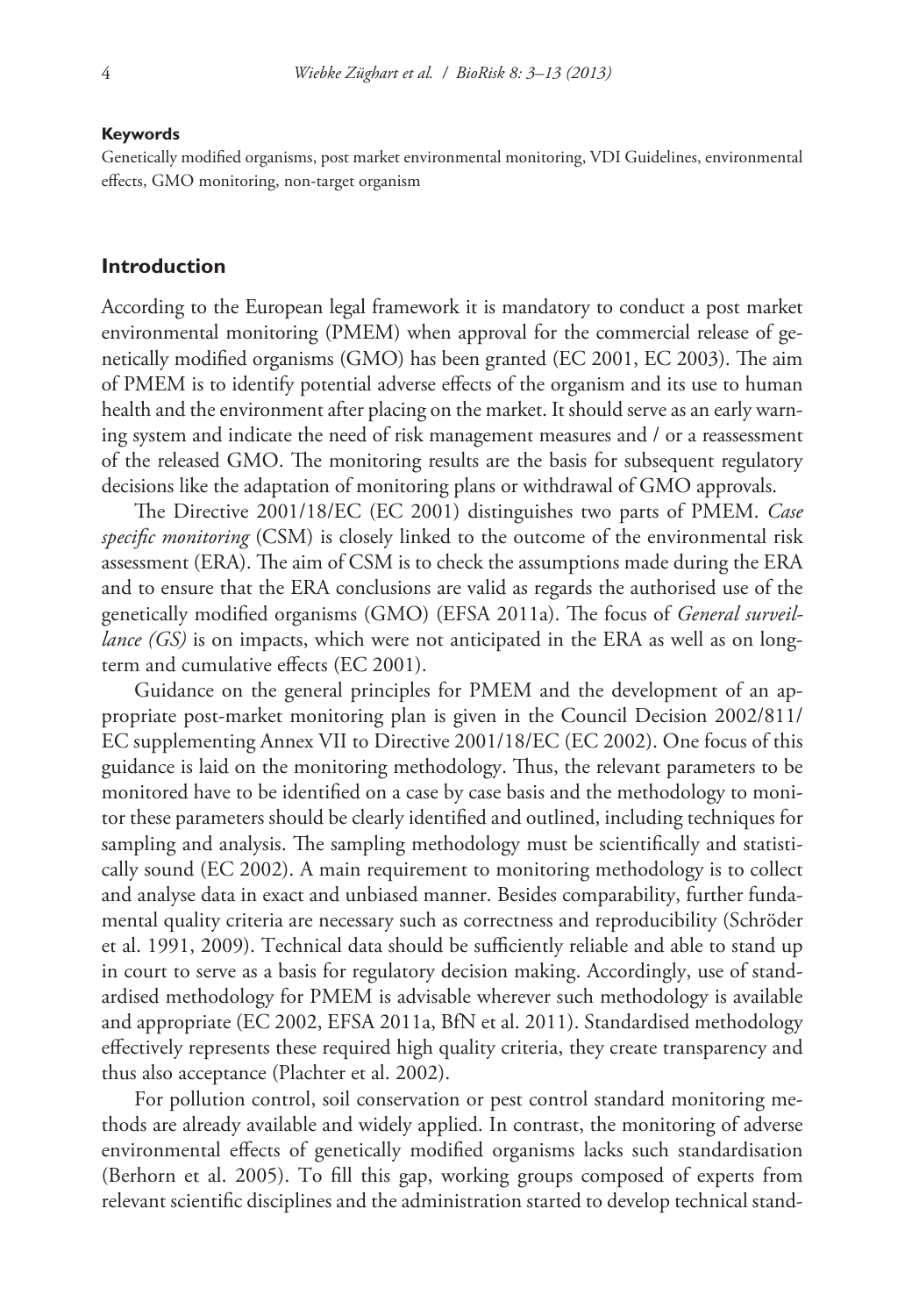**Keywords**

Genetically modified organisms, post market environmental monitoring, VDI Guidelines, environmental effects, GMO monitoring, non-target organism

## Introduction

According to the European legal framework it is mandatory to conduct a post market environmental monitoring (PMEM) when approval for the commercial release of genetically modified organisms (GMO) has been granted (EC 2001, EC 2003). The aim of PMEM is to identify potential adverse effects of the organism and its use to human health and the environment after placing on the market. It should serve as an early warning system and indicate the need of risk management measures and / or a reassessment of the released GMO. The monitoring results are the basis for subsequent regulatory decisions like the adaptation of monitoring plans or withdrawal of GMO approvals.

The Directive 2001/18/EC (EC 2001) distinguishes two parts of PMEM. *Case specific monitoring* (CSM) is closely linked to the outcome of the environmental risk assessment (ERA). The aim of CSM is to check the assumptions made during the ERA and to ensure that the ERA conclusions are valid as regards the authorised use of the genetically modified organisms (GMO) (EFSA 2011a). The focus of *General surveillance (GS)* is on impacts, which were not anticipated in the ERA as well as on long-term and cumulative effects (EC 2001).

Guidance on the general principles for PMEM and the development of an appropriate post-market monitoring plan is given in the Council Decision 2002/811/EC supplementing Annex VII to Directive 2001/18/EC (EC 2002). One focus of this guidance is laid on the monitoring methodology. Thus, the relevant parameters to be monitored have to be identified on a case by case basis and the methodology to monitor these parameters should be clearly identified and outlined, including techniques for sampling and analysis. The sampling methodology must be scientifically and statistically sound (EC 2002). A main requirement to monitoring methodology is to collect and analyse data in exact and unbiased manner. Besides comparability, further fundamental quality criteria are necessary such as correctness and reproducibility (Schröder et al. 1991, 2009). Technical data should be sufficiently reliable and able to stand up in court to serve as a basis for regulatory decision making. Accordingly, use of standardised methodology for PMEM is advisable wherever such methodology is available and appropriate (EC 2002, EFSA 2011a, BfN et al. 2011). Standardised methodology effectively represents these required high quality criteria, they create transparency and thus also acceptance (Plachter et al. 2002).

For pollution control, soil conservation or pest control standard monitoring methods are already available and widely applied. In contrast, the monitoring of adverse environmental effects of genetically modified organisms lacks such standardisation (Berhorn et al. 2005). To fill this gap, working groups composed of experts from relevant scientific disciplines and the administration started to develop technical stand-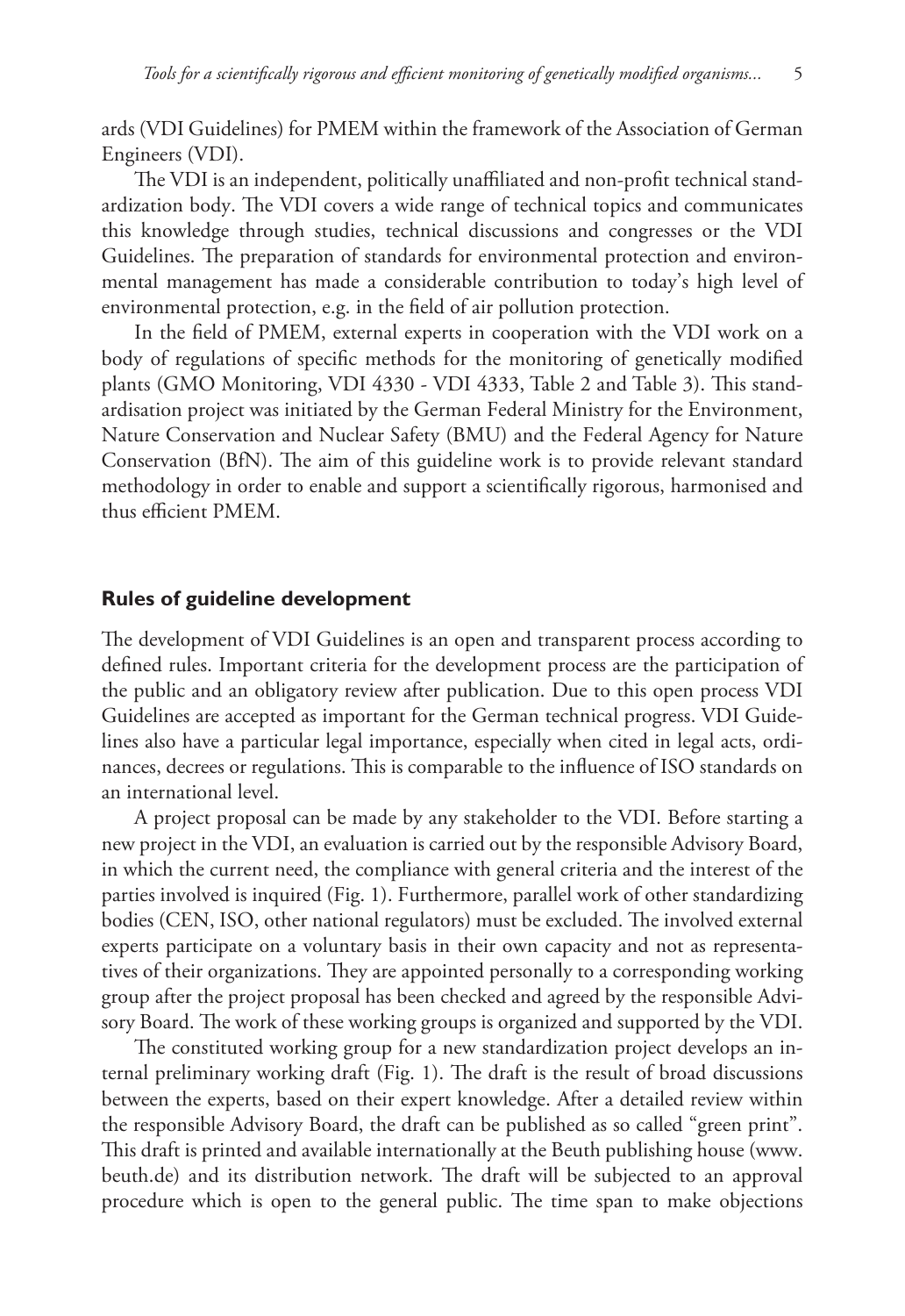ards (VDI Guidelines) for PMEM within the framework of the Association of German Engineers (VDI).

The VDI is an independent, politically unaffiliated and non-profit technical standardization body. The VDI covers a wide range of technical topics and communicates this knowledge through studies, technical discussions and congresses or the VDI Guidelines. The preparation of standards for environmental protection and environmental management has made a considerable contribution to today's high level of environmental protection, e.g. in the field of air pollution protection.

In the field of PMEM, external experts in cooperation with the VDI work on a body of regulations of specific methods for the monitoring of genetically modified plants (GMO Monitoring, VDI 4330 - VDI 4333, Table 2 and Table 3). This standardisation project was initiated by the German Federal Ministry for the Environment, Nature Conservation and Nuclear Safety (BMU) and the Federal Agency for Nature Conservation (BfN). The aim of this guideline work is to provide relevant standard methodology in order to enable and support a scientifically rigorous, harmonised and thus efficient PMEM.

## Rules of guideline development

The development of VDI Guidelines is an open and transparent process according to defined rules. Important criteria for the development process are the participation of the public and an obligatory review after publication. Due to this open process VDI Guidelines are accepted as important for the German technical progress. VDI Guidelines also have a particular legal importance, especially when cited in legal acts, ordinances, decrees or regulations. This is comparable to the influence of ISO standards on an international level.

A project proposal can be made by any stakeholder to the VDI. Before starting a new project in the VDI, an evaluation is carried out by the responsible Advisory Board, in which the current need, the compliance with general criteria and the interest of the parties involved is inquired (Fig. 1). Furthermore, parallel work of other standardizing bodies (CEN, ISO, other national regulators) must be excluded. The involved external experts participate on a voluntary basis in their own capacity and not as representatives of their organizations. They are appointed personally to a corresponding working group after the project proposal has been checked and agreed by the responsible Advisory Board. The work of these working groups is organized and supported by the VDI.

The constituted working group for a new standardization project develops an internal preliminary working draft (Fig. 1). The draft is the result of broad discussions between the experts, based on their expert knowledge. After a detailed review within the responsible Advisory Board, the draft can be published as so called "green print". This draft is printed and available internationally at the Beuth publishing house (www.beuth.de) and its distribution network. The draft will be subjected to an approval procedure which is open to the general public. The time span to make objections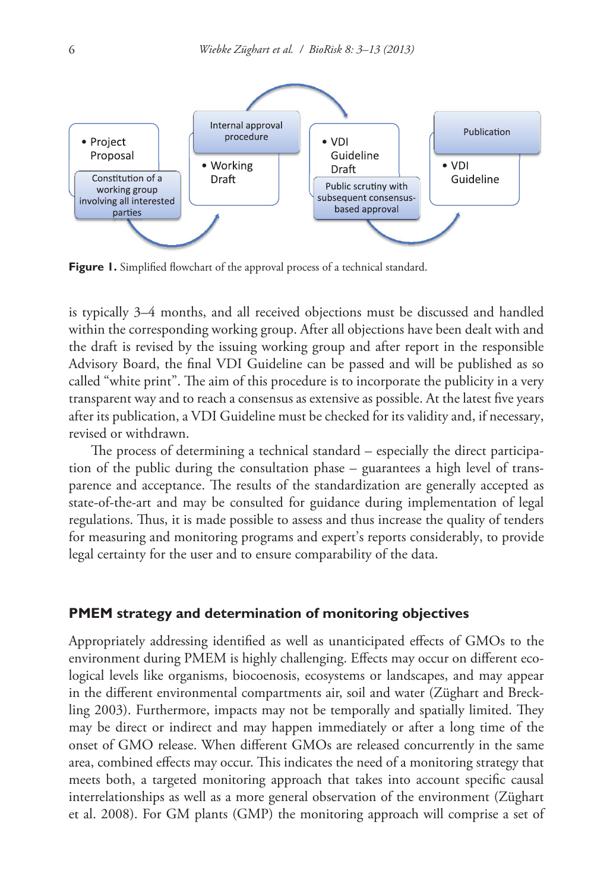Project Proposal

Constitution of a working group involving all interested parties

Internal approval procedure

Working Draft

VDI Guideline Draft

Public scrutiny with subsequent consensus-based approval

Publication

VDI Guideline

**Figure 1.** Simplified flowchart of the approval process of a technical standard.

is typically 3–4 months, and all received objections must be discussed and handled within the corresponding working group. After all objections have been dealt with and the draft is revised by the issuing working group and after report in the responsible Advisory Board, the final VDI Guideline can be passed and will be published as so called "white print". The aim of this procedure is to incorporate the publicity in a very transparent way and to reach a consensus as extensive as possible. At the latest five years after its publication, a VDI Guideline must be checked for its validity and, if necessary, revised or withdrawn.

The process of determining a technical standard – especially the direct participation of the public during the consultation phase – guarantees a high level of transparence and acceptance. The results of the standardization are generally accepted as state-of-the-art and may be consulted for guidance during implementation of legal regulations. Thus, it is made possible to assess and thus increase the quality of tenders for measuring and monitoring programs and expert's reports considerably, to provide legal certainty for the user and to ensure comparability of the data.

## PMEM strategy and determination of monitoring objectives

Appropriately addressing identified as well as unanticipated effects of GMOs to the environment during PMEM is highly challenging. Effects may occur on different ecological levels like organisms, biocoenosis, ecosystems or landscapes, and may appear in the different environmental compartments air, soil and water (Züghart and Breckling 2003). Furthermore, impacts may not be temporally and spatially limited. They may be direct or indirect and may happen immediately or after a long time of the onset of GMO release. When different GMOs are released concurrently in the same area, combined effects may occur. This indicates the need of a monitoring strategy that meets both, a targeted monitoring approach that takes into account specific causal interrelationships as well as a more general observation of the environment (Züghart et al. 2008). For GM plants (GMP) the monitoring approach will comprise a set of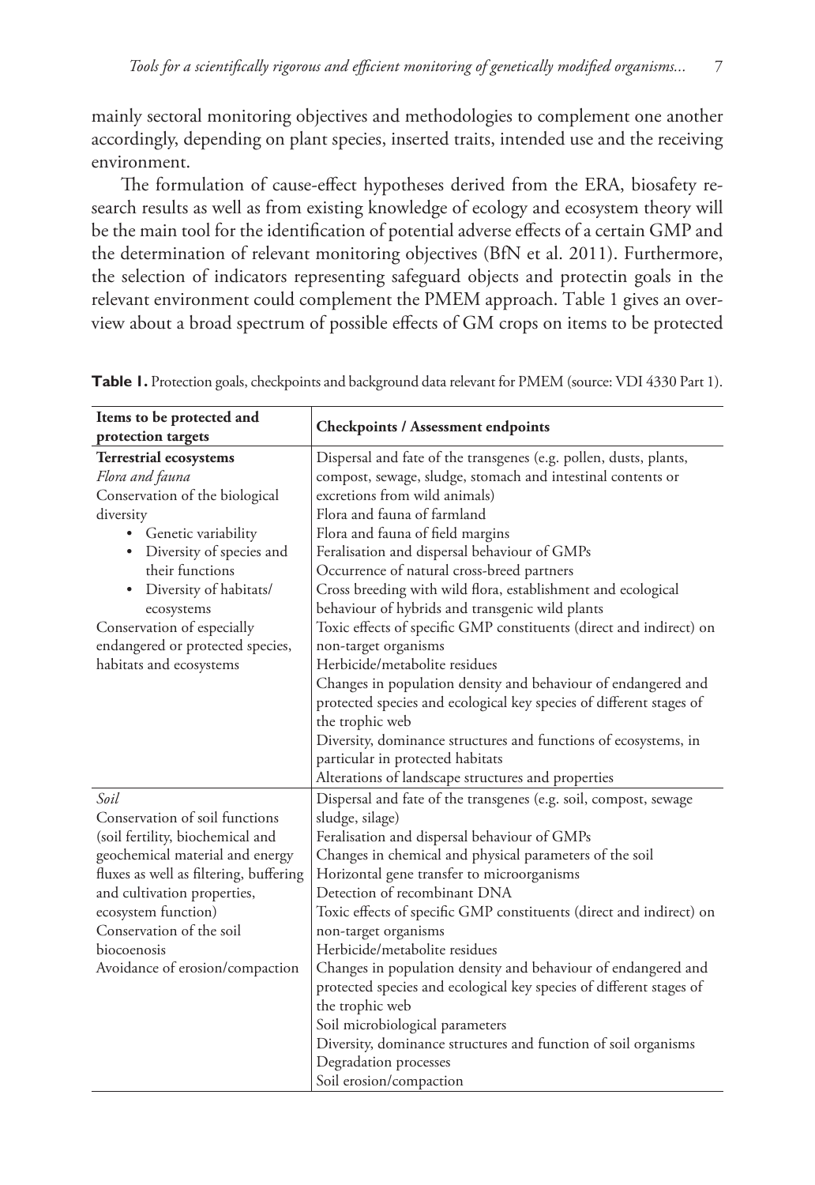mainly sectoral monitoring objectives and methodologies to complement one another accordingly, depending on plant species, inserted traits, intended use and the receiving environment.

The formulation of cause-effect hypotheses derived from the ERA, biosafety research results as well as from existing knowledge of ecology and ecosystem theory will be the main tool for the identification of potential adverse effects of a certain GMP and the determination of relevant monitoring objectives (BfN et al. 2011). Furthermore, the selection of indicators representing safeguard objects and protectin goals in the relevant environment could complement the PMEM approach. Table 1 gives an overview about a broad spectrum of possible effects of GM crops on items to be protected

**Table 1.** Protection goals, checkpoints and background data relevant for PMEM (source: VDI 4330 Part 1).

| Items to be protected and protection targets | Checkpoints / Assessment endpoints |
|---|---|
| **Terrestrial ecosystems**<br>*Flora and fauna*<br>Conservation of the biological diversity<br>• Genetic variability<br>• Diversity of species and their functions<br>• Diversity of habitats/ ecosystems<br>Conservation of especially endangered or protected species, habitats and ecosystems | Dispersal and fate of the transgenes (e.g. pollen, dusts, plants, compost, sewage, sludge, stomach and intestinal contents or excretions from wild animals)<br>Flora and fauna of farmland<br>Flora and fauna of field margins<br>Feralisation and dispersal behaviour of GMPs<br>Occurrence of natural cross-breed partners<br>Cross breeding with wild flora, establishment and ecological behaviour of hybrids and transgenic wild plants<br>Toxic effects of specific GMP constituents (direct and indirect) on non-target organisms<br>Herbicide/metabolite residues<br>Changes in population density and behaviour of endangered and protected species and ecological key species of different stages of the trophic web<br>Diversity, dominance structures and functions of ecosystems, in particular in protected habitats<br>Alterations of landscape structures and properties |
| *Soil*<br>Conservation of soil functions (soil fertility, biochemical and geochemical material and energy fluxes as well as filtering, buffering and cultivation properties, ecosystem function)<br>Conservation of the soil biocoenosis<br>Avoidance of erosion/compaction | Dispersal and fate of the transgenes (e.g. soil, compost, sewage sludge, silage)<br>Feralisation and dispersal behaviour of GMPs<br>Changes in chemical and physical parameters of the soil<br>Horizontal gene transfer to microorganisms<br>Detection of recombinant DNA<br>Toxic effects of specific GMP constituents (direct and indirect) on non-target organisms<br>Herbicide/metabolite residues<br>Changes in population density and behaviour of endangered and protected species and ecological key species of different stages of the trophic web<br>Soil microbiological parameters<br>Diversity, dominance structures and function of soil organisms<br>Degradation processes<br>Soil erosion/compaction |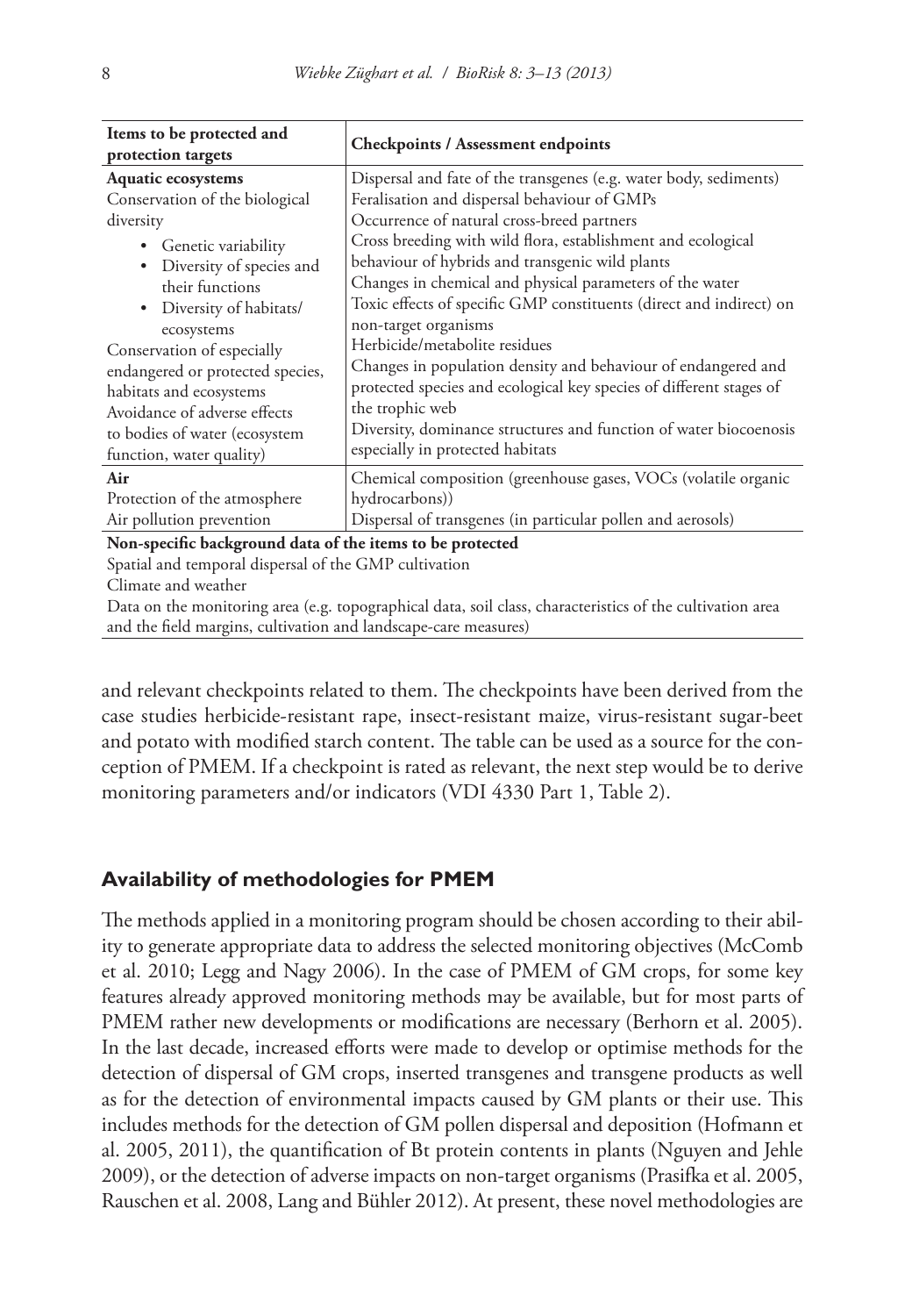| Items to be protected and protection targets | Checkpoints / Assessment endpoints |
|---|---|
| **Aquatic ecosystems**<br>Conservation of the biological diversity<br>• Genetic variability<br>• Diversity of species and their functions<br>• Diversity of habitats/ ecosystems<br>Conservation of especially endangered or protected species, habitats and ecosystems<br>Avoidance of adverse effects to bodies of water (ecosystem function, water quality) | Dispersal and fate of the transgenes (e.g. water body, sediments)<br>Feralisation and dispersal behaviour of GMPs<br>Occurrence of natural cross-breed partners<br>Cross breeding with wild flora, establishment and ecological behaviour of hybrids and transgenic wild plants<br>Changes in chemical and physical parameters of the water<br>Toxic effects of specific GMP constituents (direct and indirect) on non-target organisms<br>Herbicide/metabolite residues<br>Changes in population density and behaviour of endangered and protected species and ecological key species of different stages of the trophic web<br>Diversity, dominance structures and function of water biocoenosis especially in protected habitats |
| **Air**<br>Protection of the atmosphere<br>Air pollution prevention | Chemical composition (greenhouse gases, VOCs (volatile organic hydrocarbons))<br>Dispersal of transgenes (in particular pollen and aerosols) |
| **Non-specific background data of the items to be protected**<br>Spatial and temporal dispersal of the GMP cultivation<br>Climate and weather<br>Data on the monitoring area (e.g. topographical data, soil class, characteristics of the cultivation area and the field margins, cultivation and landscape-care measures) | |

and relevant checkpoints related to them. The checkpoints have been derived from the case studies herbicide-resistant rape, insect-resistant maize, virus-resistant sugar-beet and potato with modified starch content. The table can be used as a source for the conception of PMEM. If a checkpoint is rated as relevant, the next step would be to derive monitoring parameters and/or indicators (VDI 4330 Part 1, Table 2).

## Availability of methodologies for PMEM

The methods applied in a monitoring program should be chosen according to their ability to generate appropriate data to address the selected monitoring objectives (McComb et al. 2010; Legg and Nagy 2006). In the case of PMEM of GM crops, for some key features already approved monitoring methods may be available, but for most parts of PMEM rather new developments or modifications are necessary (Berhorn et al. 2005). In the last decade, increased efforts were made to develop or optimise methods for the detection of dispersal of GM crops, inserted transgenes and transgene products as well as for the detection of environmental impacts caused by GM plants or their use. This includes methods for the detection of GM pollen dispersal and deposition (Hofmann et al. 2005, 2011), the quantification of Bt protein contents in plants (Nguyen and Jehle 2009), or the detection of adverse impacts on non-target organisms (Prasifka et al. 2005, Rauschen et al. 2008, Lang and Bühler 2012). At present, these novel methodologies are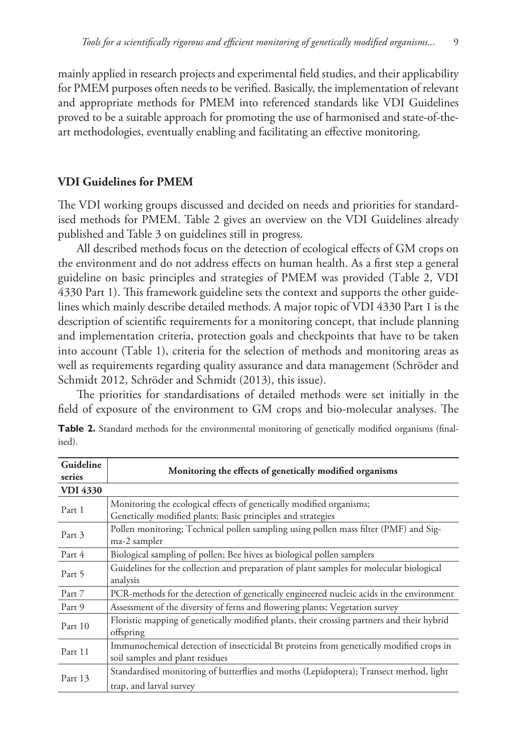mainly applied in research projects and experimental field studies, and their applicability for PMEM purposes often needs to be verified. Basically, the implementation of relevant and appropriate methods for PMEM into referenced standards like VDI Guidelines proved to be a suitable approach for promoting the use of harmonised and state-of-the-art methodologies, eventually enabling and facilitating an effective monitoring.

## VDI Guidelines for PMEM

The VDI working groups discussed and decided on needs and priorities for standardised methods for PMEM. Table 2 gives an overview on the VDI Guidelines already published and Table 3 on guidelines still in progress.

All described methods focus on the detection of ecological effects of GM crops on the environment and do not address effects on human health. As a first step a general guideline on basic principles and strategies of PMEM was provided (Table 2, VDI 4330 Part 1). This framework guideline sets the context and supports the other guidelines which mainly describe detailed methods. A major topic of VDI 4330 Part 1 is the description of scientific requirements for a monitoring concept, that include planning and implementation criteria, protection goals and checkpoints that have to be taken into account (Table 1), criteria for the selection of methods and monitoring areas as well as requirements regarding quality assurance and data management (Schröder and Schmidt 2012, Schröder and Schmidt (2013), this issue).

The priorities for standardisations of detailed methods were set initially in the field of exposure of the environment to GM crops and bio-molecular analyses. The

**Table 2.** Standard methods for the environmental monitoring of genetically modified organisms (finalised).

| Guideline series | Monitoring the effects of genetically modified organisms |
|---|---|
| **VDI 4330** | |
| Part 1 | Monitoring the ecological effects of genetically modified organisms; Genetically modified plants; Basic principles and strategies |
| Part 3 | Pollen monitoring; Technical pollen sampling using pollen mass filter (PMF) and Sigma-2 sampler |
| Part 4 | Biological sampling of pollen; Bee hives as biological pollen samplers |
| Part 5 | Guidelines for the collection and preparation of plant samples for molecular biological analysis |
| Part 7 | PCR-methods for the detection of genetically engineered nucleic acids in the environment |
| Part 9 | Assessment of the diversity of ferns and flowering plants; Vegetation survey |
| Part 10 | Floristic mapping of genetically modified plants, their crossing partners and their hybrid offspring |
| Part 11 | Immunochemical detection of insecticidal Bt proteins from genetically modified crops in soil samples and plant residues |
| Part 13 | Standardised monitoring of butterflies and moths (Lepidoptera); Transect method, light trap, and larval survey |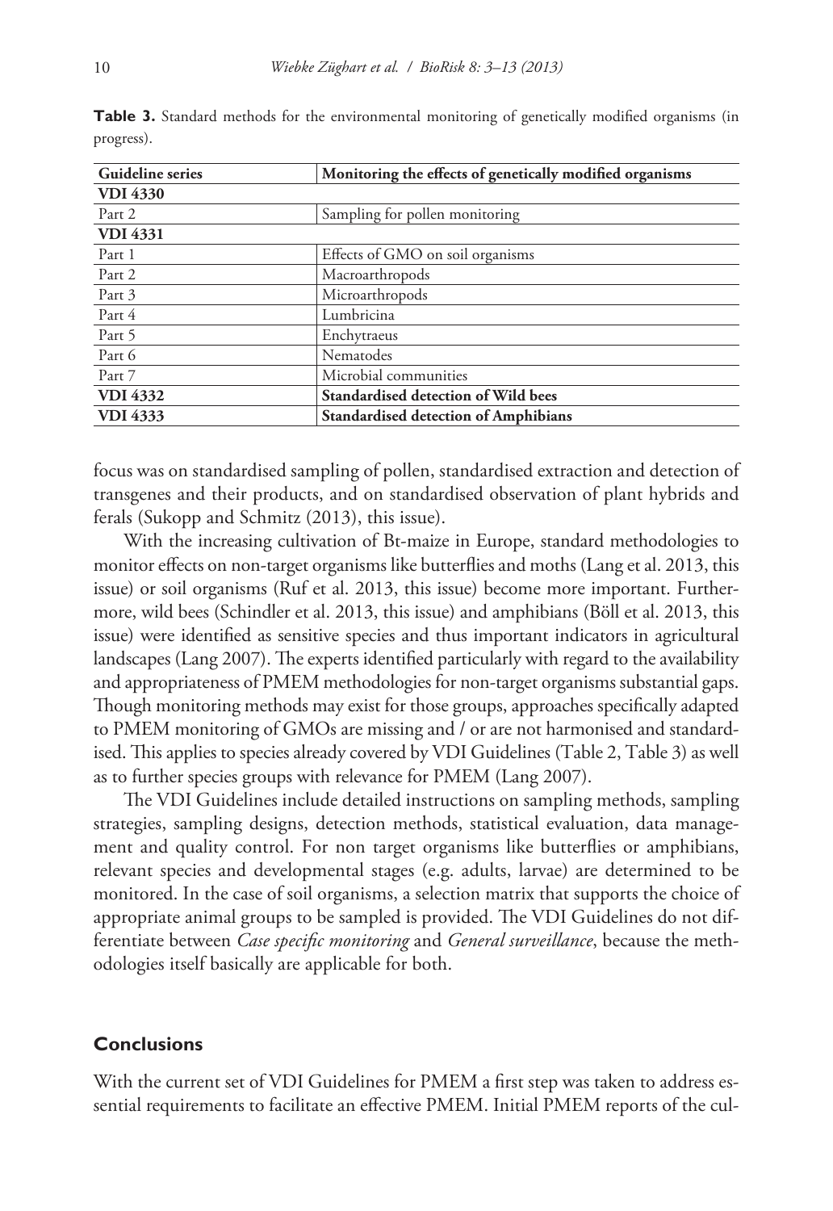**Table 3.** Standard methods for the environmental monitoring of genetically modified organisms (in progress).

| Guideline series | Monitoring the effects of genetically modified organisms |
|---|---|
| **VDI 4330** | |
| Part 2 | Sampling for pollen monitoring |
| **VDI 4331** | |
| Part 1 | Effects of GMO on soil organisms |
| Part 2 | Macroarthropods |
| Part 3 | Microarthropods |
| Part 4 | Lumbricina |
| Part 5 | Enchytraeus |
| Part 6 | Nematodes |
| Part 7 | Microbial communities |
| **VDI 4332** | **Standardised detection of Wild bees** |
| **VDI 4333** | **Standardised detection of Amphibians** |

focus was on standardised sampling of pollen, standardised extraction and detection of transgenes and their products, and on standardised observation of plant hybrids and ferals (Sukopp and Schmitz (2013), this issue).

With the increasing cultivation of Bt-maize in Europe, standard methodologies to monitor effects on non-target organisms like butterflies and moths (Lang et al. 2013, this issue) or soil organisms (Ruf et al. 2013, this issue) become more important. Furthermore, wild bees (Schindler et al. 2013, this issue) and amphibians (Böll et al. 2013, this issue) were identified as sensitive species and thus important indicators in agricultural landscapes (Lang 2007). The experts identified particularly with regard to the availability and appropriateness of PMEM methodologies for non-target organisms substantial gaps. Though monitoring methods may exist for those groups, approaches specifically adapted to PMEM monitoring of GMOs are missing and / or are not harmonised and standardised. This applies to species already covered by VDI Guidelines (Table 2, Table 3) as well as to further species groups with relevance for PMEM (Lang 2007).

The VDI Guidelines include detailed instructions on sampling methods, sampling strategies, sampling designs, detection methods, statistical evaluation, data management and quality control. For non target organisms like butterflies or amphibians, relevant species and developmental stages (e.g. adults, larvae) are determined to be monitored. In the case of soil organisms, a selection matrix that supports the choice of appropriate animal groups to be sampled is provided. The VDI Guidelines do not differentiate between *Case specific monitoring* and *General surveillance*, because the methodologies itself basically are applicable for both.

## Conclusions

With the current set of VDI Guidelines for PMEM a first step was taken to address essential requirements to facilitate an effective PMEM. Initial PMEM reports of the cul-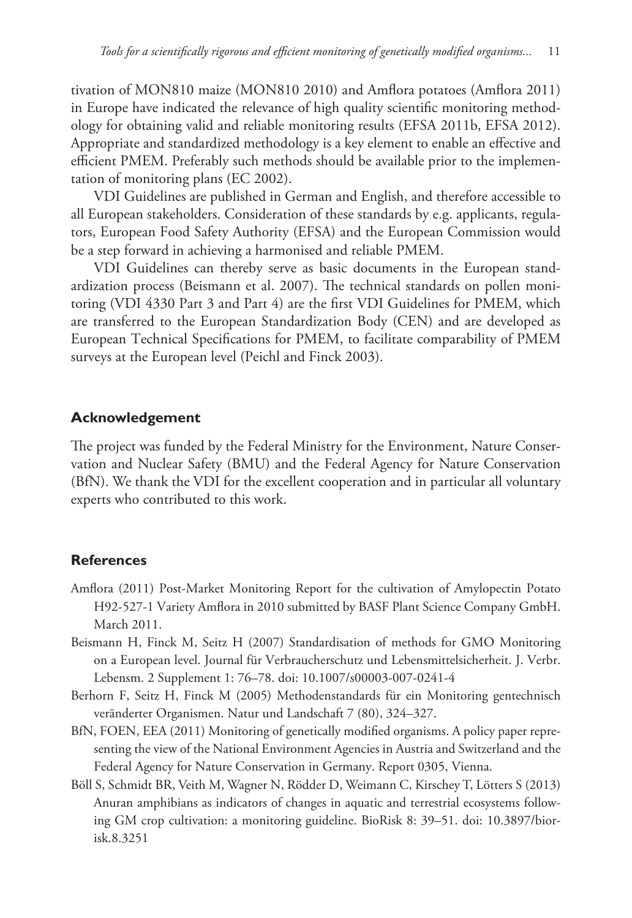tivation of MON810 maize (MON810 2010) and Amflora potatoes (Amflora 2011) in Europe have indicated the relevance of high quality scientific monitoring methodology for obtaining valid and reliable monitoring results (EFSA 2011b, EFSA 2012). Appropriate and standardized methodology is a key element to enable an effective and efficient PMEM. Preferably such methods should be available prior to the implementation of monitoring plans (EC 2002).

VDI Guidelines are published in German and English, and therefore accessible to all European stakeholders. Consideration of these standards by e.g. applicants, regulators, European Food Safety Authority (EFSA) and the European Commission would be a step forward in achieving a harmonised and reliable PMEM.

VDI Guidelines can thereby serve as basic documents in the European standardization process (Beismann et al. 2007). The technical standards on pollen monitoring (VDI 4330 Part 3 and Part 4) are the first VDI Guidelines for PMEM, which are transferred to the European Standardization Body (CEN) and are developed as European Technical Specifications for PMEM, to facilitate comparability of PMEM surveys at the European level (Peichl and Finck 2003).

## Acknowledgement

The project was funded by the Federal Ministry for the Environment, Nature Conservation and Nuclear Safety (BMU) and the Federal Agency for Nature Conservation (BfN). We thank the VDI for the excellent cooperation and in particular all voluntary experts who contributed to this work.

## References

Amflora (2011) Post-Market Monitoring Report for the cultivation of Amylopectin Potato H92-527-1 Variety Amflora in 2010 submitted by BASF Plant Science Company GmbH. March 2011.

Beismann H, Finck M, Seitz H (2007) Standardisation of methods for GMO Monitoring on a European level. Journal für Verbraucherschutz und Lebensmittelsicherheit. J. Verbr. Lebensm. 2 Supplement 1: 76–78. doi: 10.1007/s00003-007-0241-4

Berhorn F, Seitz H, Finck M (2005) Methodenstandards für ein Monitoring gentechnisch veränderter Organismen. Natur und Landschaft 7 (80), 324–327.

BfN, FOEN, EEA (2011) Monitoring of genetically modified organisms. A policy paper representing the view of the National Environment Agencies in Austria and Switzerland and the Federal Agency for Nature Conservation in Germany. Report 0305, Vienna.

Böll S, Schmidt BR, Veith M, Wagner N, Rödder D, Weimann C, Kirschey T, Lötters S (2013) Anuran amphibians as indicators of changes in aquatic and terrestrial ecosystems following GM crop cultivation: a monitoring guideline. BioRisk 8: 39–51. doi: 10.3897/biorisk.8.3251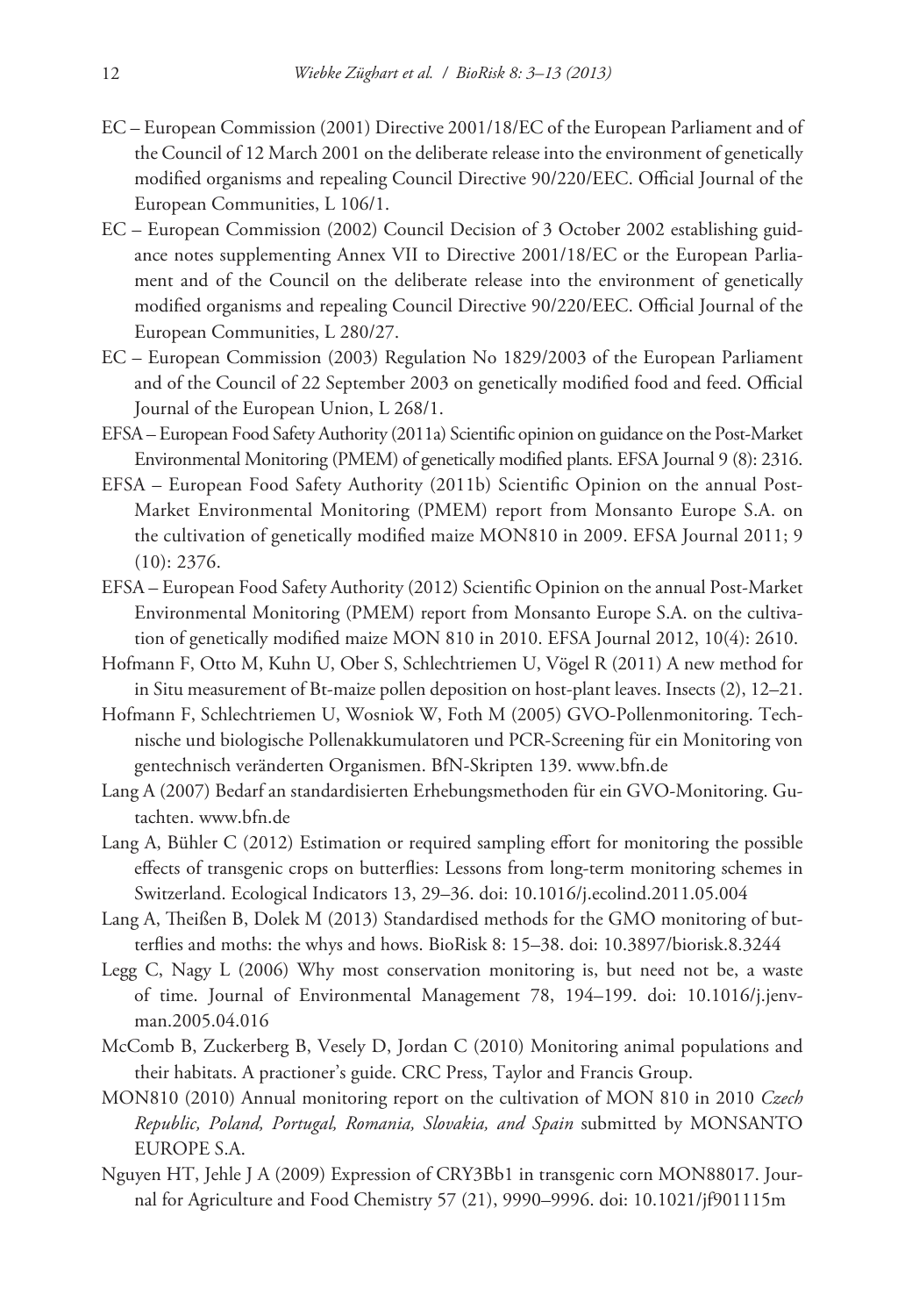EC – European Commission (2001) Directive 2001/18/EC of the European Parliament and of the Council of 12 March 2001 on the deliberate release into the environment of genetically modified organisms and repealing Council Directive 90/220/EEC. Official Journal of the European Communities, L 106/1.

EC – European Commission (2002) Council Decision of 3 October 2002 establishing guidance notes supplementing Annex VII to Directive 2001/18/EC or the European Parliament and of the Council on the deliberate release into the environment of genetically modified organisms and repealing Council Directive 90/220/EEC. Official Journal of the European Communities, L 280/27.

EC – European Commission (2003) Regulation No 1829/2003 of the European Parliament and of the Council of 22 September 2003 on genetically modified food and feed. Official Journal of the European Union, L 268/1.

EFSA – European Food Safety Authority (2011a) Scientific opinion on guidance on the Post-Market Environmental Monitoring (PMEM) of genetically modified plants. EFSA Journal 9 (8): 2316.

EFSA – European Food Safety Authority (2011b) Scientific Opinion on the annual Post-Market Environmental Monitoring (PMEM) report from Monsanto Europe S.A. on the cultivation of genetically modified maize MON810 in 2009. EFSA Journal 2011; 9 (10): 2376.

EFSA – European Food Safety Authority (2012) Scientific Opinion on the annual Post-Market Environmental Monitoring (PMEM) report from Monsanto Europe S.A. on the cultivation of genetically modified maize MON 810 in 2010. EFSA Journal 2012, 10(4): 2610.

Hofmann F, Otto M, Kuhn U, Ober S, Schlechtriemen U, Vögel R (2011) A new method for in Situ measurement of Bt-maize pollen deposition on host-plant leaves. Insects (2), 12–21.

Hofmann F, Schlechtriemen U, Wosniok W, Foth M (2005) GVO-Pollenmonitoring. Technische und biologische Pollenakkumulatoren und PCR-Screening für ein Monitoring von gentechnisch veränderten Organismen. BfN-Skripten 139. www.bfn.de

Lang A (2007) Bedarf an standardisierten Erhebungsmethoden für ein GVO-Monitoring. Gutachten. www.bfn.de

Lang A, Bühler C (2012) Estimation or required sampling effort for monitoring the possible effects of transgenic crops on butterflies: Lessons from long-term monitoring schemes in Switzerland. Ecological Indicators 13, 29–36. doi: 10.1016/j.ecolind.2011.05.004

Lang A, Theißen B, Dolek M (2013) Standardised methods for the GMO monitoring of butterflies and moths: the whys and hows. BioRisk 8: 15–38. doi: 10.3897/biorisk.8.3244

Legg C, Nagy L (2006) Why most conservation monitoring is, but need not be, a waste of time. Journal of Environmental Management 78, 194–199. doi: 10.1016/j.jenvman.2005.04.016

McComb B, Zuckerberg B, Vesely D, Jordan C (2010) Monitoring animal populations and their habitats. A practioner's guide. CRC Press, Taylor and Francis Group.

MON810 (2010) Annual monitoring report on the cultivation of MON 810 in 2010 *Czech Republic, Poland, Portugal, Romania, Slovakia, and Spain* submitted by MONSANTO EUROPE S.A.

Nguyen HT, Jehle J A (2009) Expression of CRY3Bb1 in transgenic corn MON88017. Journal for Agriculture and Food Chemistry 57 (21), 9990–9996. doi: 10.1021/jf901115m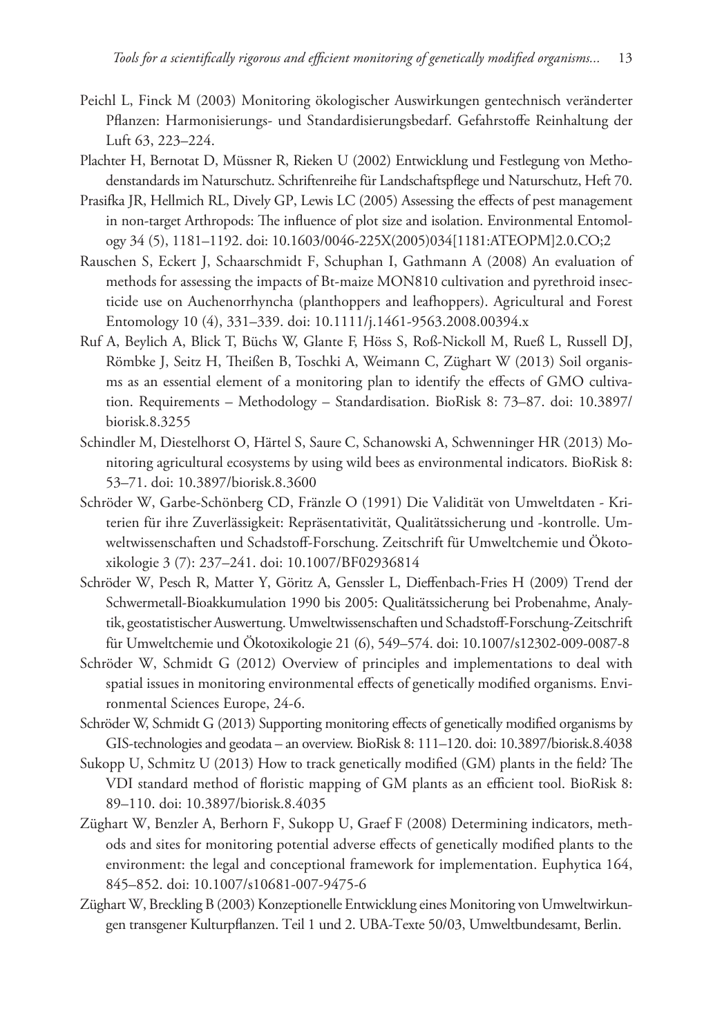Peichl L, Finck M (2003) Monitoring ökologischer Auswirkungen gentechnisch veränderter Pflanzen: Harmonisierungs- und Standardisierungsbedarf. Gefahrstoffe Reinhaltung der Luft 63, 223–224.

Plachter H, Bernotat D, Müssner R, Rieken U (2002) Entwicklung und Festlegung von Methodenstandards im Naturschutz. Schriftenreihe für Landschaftspflege und Naturschutz, Heft 70.

Prasifka JR, Hellmich RL, Dively GP, Lewis LC (2005) Assessing the effects of pest management in non-target Arthropods: The influence of plot size and isolation. Environmental Entomology 34 (5), 1181–1192. doi: 10.1603/0046-225X(2005)034[1181:ATEOPM]2.0.CO;2

Rauschen S, Eckert J, Schaarschmidt F, Schuphan I, Gathmann A (2008) An evaluation of methods for assessing the impacts of Bt-maize MON810 cultivation and pyrethroid insecticide use on Auchenorrhyncha (planthoppers and leafhoppers). Agricultural and Forest Entomology 10 (4), 331–339. doi: 10.1111/j.1461-9563.2008.00394.x

Ruf A, Beylich A, Blick T, Büchs W, Glante F, Höss S, Roß-Nickoll M, Rueß L, Russell DJ, Römbke J, Seitz H, Theißen B, Toschki A, Weimann C, Züghart W (2013) Soil organisms as an essential element of a monitoring plan to identify the effects of GMO cultivation. Requirements – Methodology – Standardisation. BioRisk 8: 73–87. doi: 10.3897/biorisk.8.3255

Schindler M, Diestelhorst O, Härtel S, Saure C, Schanowski A, Schwenninger HR (2013) Monitoring agricultural ecosystems by using wild bees as environmental indicators. BioRisk 8: 53–71. doi: 10.3897/biorisk.8.3600

Schröder W, Garbe-Schönberg CD, Fränzle O (1991) Die Validität von Umweltdaten - Kriterien für ihre Zuverlässigkeit: Repräsentativität, Qualitätssicherung und -kontrolle. Umweltwissenschaften und Schadstoff-Forschung. Zeitschrift für Umweltchemie und Ökotoxikologie 3 (7): 237–241. doi: 10.1007/BF02936814

Schröder W, Pesch R, Matter Y, Göritz A, Genssler L, Dieffenbach-Fries H (2009) Trend der Schwermetall-Bioakkumulation 1990 bis 2005: Qualitätssicherung bei Probenahme, Analytik, geostatistischer Auswertung. Umweltwissenschaften und Schadstoff-Forschung-Zeitschrift für Umweltchemie und Ökotoxikologie 21 (6), 549–574. doi: 10.1007/s12302-009-0087-8

Schröder W, Schmidt G (2012) Overview of principles and implementations to deal with spatial issues in monitoring environmental effects of genetically modified organisms. Environmental Sciences Europe, 24-6.

Schröder W, Schmidt G (2013) Supporting monitoring effects of genetically modified organisms by GIS-technologies and geodata – an overview. BioRisk 8: 111–120. doi: 10.3897/biorisk.8.4038

Sukopp U, Schmitz U (2013) How to track genetically modified (GM) plants in the field? The VDI standard method of floristic mapping of GM plants as an efficient tool. BioRisk 8: 89–110. doi: 10.3897/biorisk.8.4035

Züghart W, Benzler A, Berhorn F, Sukopp U, Graef F (2008) Determining indicators, methods and sites for monitoring potential adverse effects of genetically modified plants to the environment: the legal and conceptional framework for implementation. Euphytica 164, 845–852. doi: 10.1007/s10681-007-9475-6

Züghart W, Breckling B (2003) Konzeptionelle Entwicklung eines Monitoring von Umweltwirkungen transgener Kulturpflanzen. Teil 1 und 2. UBA-Texte 50/03, Umweltbundesamt, Berlin.